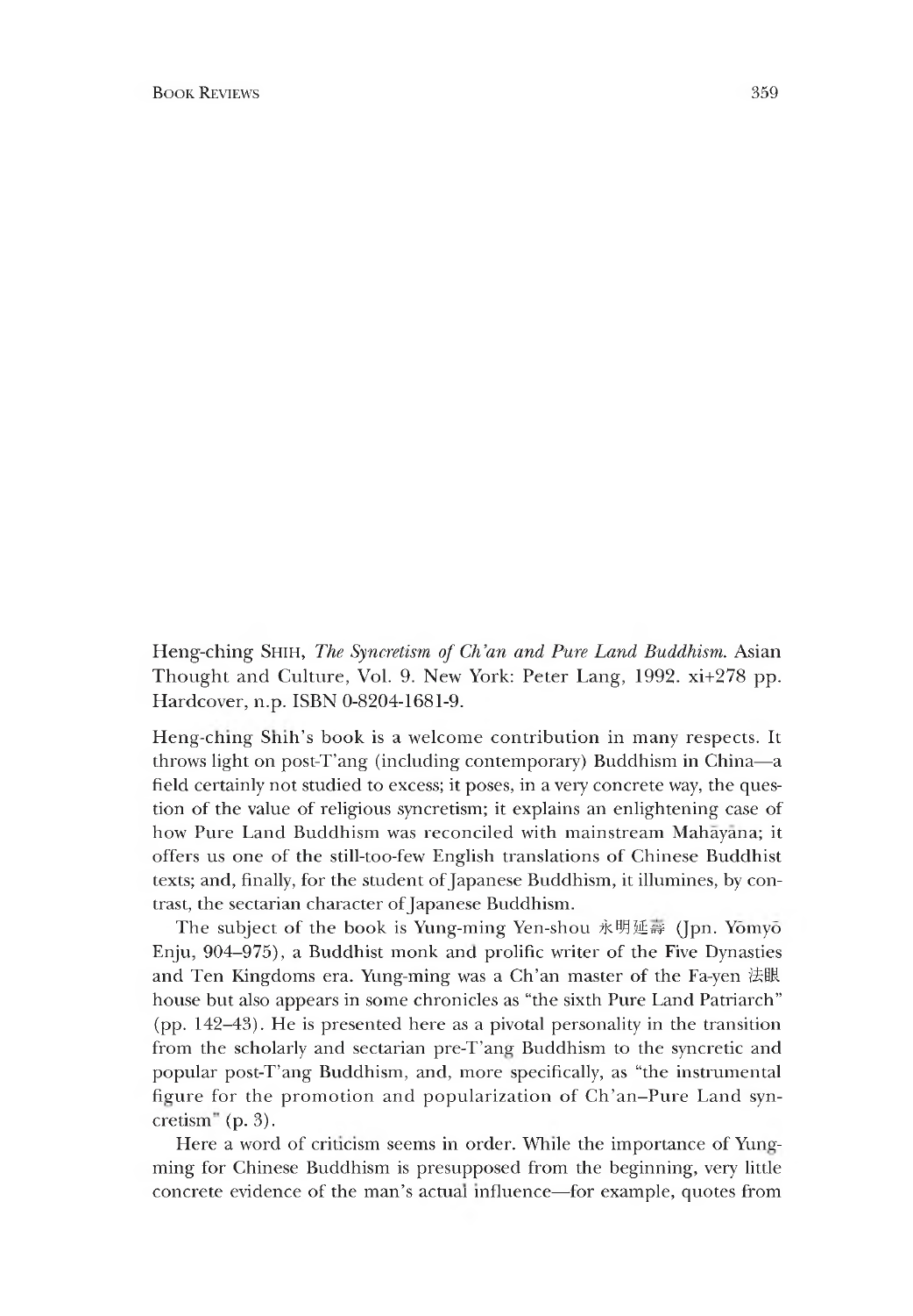Heng-ching SHIH, *The Syncretism of Ch'an and Pure Land Buddhism.* Asian Thought and Culture, Vol. 9. New York: Peter Lang, 1992. xi+278 pp. Hardcover, n.p. ISBN 0-8204-1681-9.

Heng-ching Shih's book is a welcome contribution in many respects. It throws light on post-T'ang (including contemporary) Buddhism in China—a field certainly not studied to excess; it poses, in a very concrete way, the question of the value of religious syncretism; it explains an enlightening case of how Pure Land Buddhism was reconciled with mainstream Mahāyāna; it offers us one of the still-too-few English translations of Chinese Buddhist texts; and, finally, for the student of Japanese Buddhism, it illumines, by contrast, the sectarian character of Japanese Buddhism.

The subject of the book is Yung-ming Yen-shou 永明延壽 (Jpn. Yōmyō Enju, 904–975), a Buddhist monk and prolific writer of the Five Dynasties and Ten Kingdoms era. Yung-ming was a Ch'an master of the Fa-yen 法眼 house but also appears in some chronicles as "the sixth Pure Land Patriarch" (pp. 142–43). He is presented here as a pivotal personality in the transition from the scholarly and sectarian pre-T'ang Buddhism to the syncretic and popular post-T'ang Buddhism, and, more specifically, as "the instrumental figure for the promotion and popularization of Ch'an–Pure Land syncretism" (p. 3).

Here a word of criticism seems in order. While the importance of Yung-ming for Chinese Buddhism is presupposed from the beginning, very little concrete evidence of the man's actual influence—for example, quotes from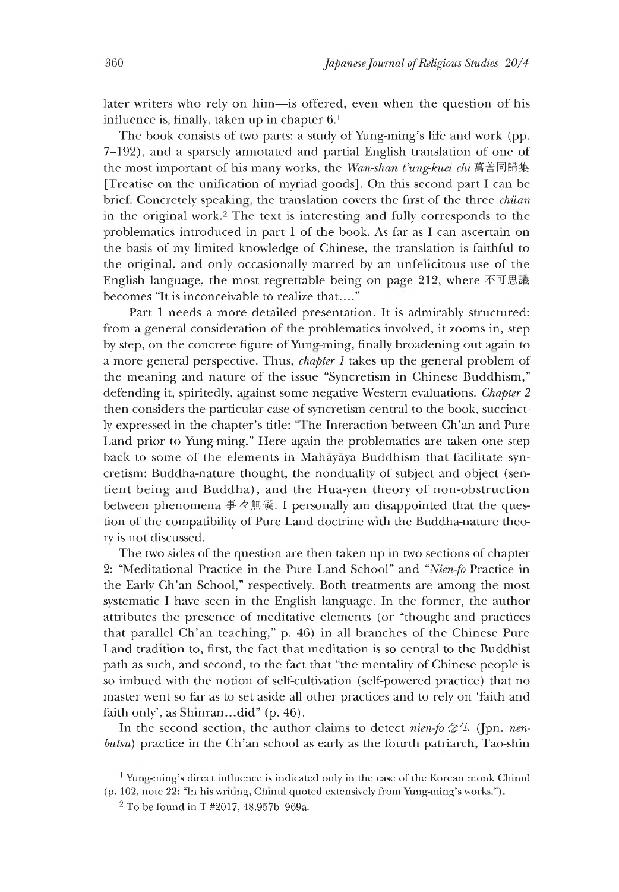later writers who rely on him—is offered, even when the question of his influence is, finally, taken up in chapter 6.[1]

The book consists of two parts: a study of Yung-ming's life and work (pp. 7–192), and a sparsely annotated and partial English translation of one of the most important of his many works, the *Wan-shan t'ung-kuei chi* 萬善同歸集 [Treatise on the unification of myriad goods]. On this second part I can be brief. Concretely speaking, the translation covers the first of the three *chüan* in the original work.[2] The text is interesting and fully corresponds to the problematics introduced in part 1 of the book. As far as I can ascertain on the basis of my limited knowledge of Chinese, the translation is faithful to the original, and only occasionally marred by an unfelicitous use of the English language, the most regrettable being on page 212, where 不可思議 becomes "It is inconceivable to realize that...."

Part 1 needs a more detailed presentation. It is admirably structured: from a general consideration of the problematics involved, it zooms in, step by step, on the concrete figure of Yung-ming, finally broadening out again to a more general perspective. Thus, *chapter 1* takes up the general problem of the meaning and nature of the issue "Syncretism in Chinese Buddhism," defending it, spiritedly, against some negative Western evaluations. *Chapter 2* then considers the particular case of syncretism central to the book, succinctly expressed in the chapter's title: "The Interaction between Ch'an and Pure Land prior to Yung-ming." Here again the problematics are taken one step back to some of the elements in Mahāyāya Buddhism that facilitate syncretism: Buddha-nature thought, the nonduality of subject and object (sentient being and Buddha), and the Hua-yen theory of non-obstruction between phenomena 事々無礙. I personally am disappointed that the question of the compatibility of Pure Land doctrine with the Buddha-nature theory is not discussed.

The two sides of the question are then taken up in two sections of chapter 2: "Meditational Practice in the Pure Land School" and "*Nien-fo* Practice in the Early Ch'an School," respectively. Both treatments are among the most systematic I have seen in the English language. In the former, the author attributes the presence of meditative elements (or "thought and practices that parallel Ch'an teaching," p. 46) in all branches of the Chinese Pure Land tradition to, first, the fact that meditation is so central to the Buddhist path as such, and second, to the fact that "the mentality of Chinese people is so imbued with the notion of self-cultivation (self-powered practice) that no master went so far as to set aside all other practices and to rely on 'faith and faith only', as Shinran...did" (p. 46).

In the second section, the author claims to detect *nien-fo* 念仏 (Jpn. *nenbutsu*) practice in the Ch'an school as early as the fourth patriarch, Tao-shin

[1] Yung-ming's direct influence is indicated only in the case of the Korean monk Chinul (p. 102, note 22: "In his writing, Chinul quoted extensively from Yung-ming's works.").

[2] To be found in T #2017, 48.957b–969a.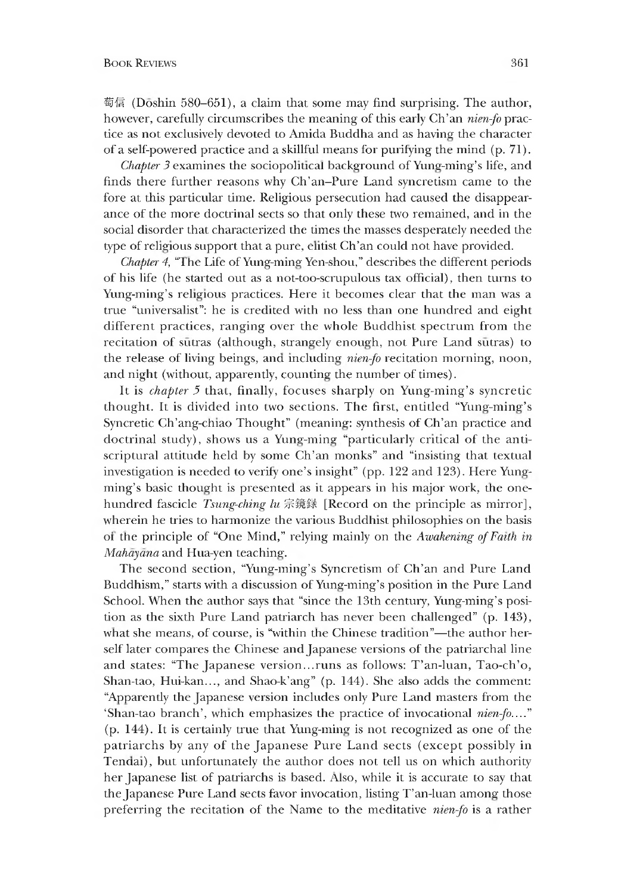道信 (Dōshin 580–651), a claim that some may find surprising. The author, however, carefully circumscribes the meaning of this early Ch'an *nien-fo* practice as not exclusively devoted to Amida Buddha and as having the character of a self-powered practice and a skillful means for purifying the mind (p. 71).

*Chapter 3* examines the sociopolitical background of Yung-ming's life, and finds there further reasons why Ch'an–Pure Land syncretism came to the fore at this particular time. Religious persecution had caused the disappearance of the more doctrinal sects so that only these two remained, and in the social disorder that characterized the times the masses desperately needed the type of religious support that a pure, elitist Ch'an could not have provided.

*Chapter 4*, "The Life of Yung-ming Yen-shou," describes the different periods of his life (he started out as a not-too-scrupulous tax official), then turns to Yung-ming's religious practices. Here it becomes clear that the man was a true "universalist": he is credited with no less than one hundred and eight different practices, ranging over the whole Buddhist spectrum from the recitation of sūtras (although, strangely enough, not Pure Land sūtras) to the release of living beings, and including *nien-fo* recitation morning, noon, and night (without, apparently, counting the number of times).

It is *chapter 5* that, finally, focuses sharply on Yung-ming's syncretic thought. It is divided into two sections. The first, entitled "Yung-ming's Syncretic Ch'ang-chiao Thought" (meaning: synthesis of Ch'an practice and doctrinal study), shows us a Yung-ming "particularly critical of the anti-scriptural attitude held by some Ch'an monks" and "insisting that textual investigation is needed to verify one's insight" (pp. 122 and 123). Here Yung-ming's basic thought is presented as it appears in his major work, the one-hundred fascicle *Tsung-ching lu* 宗鏡録 [Record on the principle as mirror], wherein he tries to harmonize the various Buddhist philosophies on the basis of the principle of "One Mind," relying mainly on the *Awakening of Faith in Mahāyāna* and Hua-yen teaching.

The second section, "Yung-ming's Syncretism of Ch'an and Pure Land Buddhism," starts with a discussion of Yung-ming's position in the Pure Land School. When the author says that "since the 13th century, Yung-ming's position as the sixth Pure Land patriarch has never been challenged" (p. 143), what she means, of course, is "within the Chinese tradition"—the author herself later compares the Chinese and Japanese versions of the patriarchal line and states: "The Japanese version…runs as follows: T'an-luan, Tao-ch'o, Shan-tao, Hui-kan…, and Shao-k'ang" (p. 144). She also adds the comment: "Apparently the Japanese version includes only Pure Land masters from the 'Shan-tao branch', which emphasizes the practice of invocational *nien-fo*.…" (p. 144). It is certainly true that Yung-ming is not recognized as one of the patriarchs by any of the Japanese Pure Land sects (except possibly in Tendai), but unfortunately the author does not tell us on which authority her Japanese list of patriarchs is based. Also, while it is accurate to say that the Japanese Pure Land sects favor invocation, listing T'an-luan among those preferring the recitation of the Name to the meditative *nien-fo* is a rather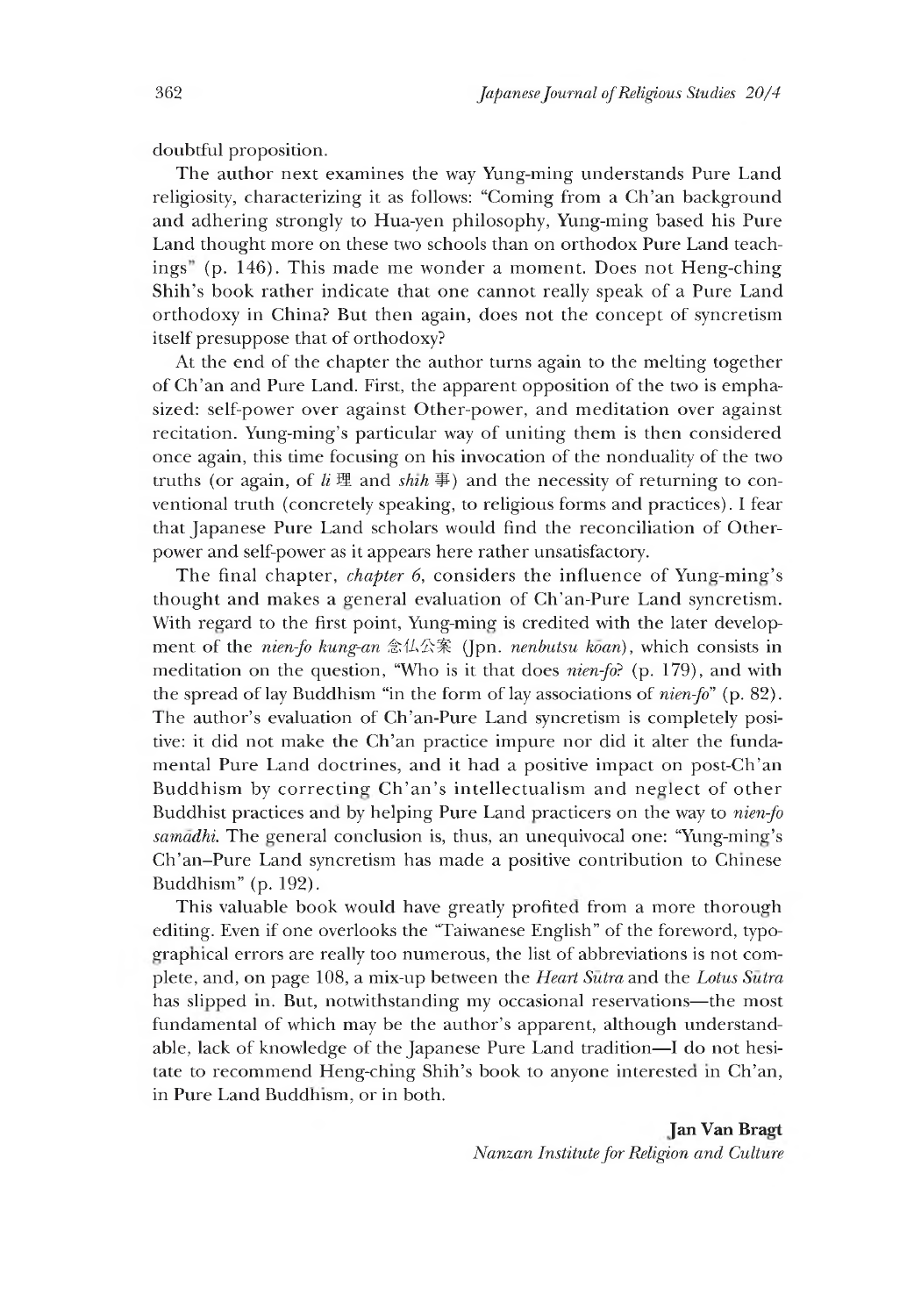doubtful proposition.

The author next examines the way Yung-ming understands Pure Land religiosity, characterizing it as follows: "Coming from a Ch'an background and adhering strongly to Hua-yen philosophy, Yung-ming based his Pure Land thought more on these two schools than on orthodox Pure Land teachings" (p. 146). This made me wonder a moment. Does not Heng-ching Shih's book rather indicate that one cannot really speak of a Pure Land orthodoxy in China? But then again, does not the concept of syncretism itself presuppose that of orthodoxy?

At the end of the chapter the author turns again to the melting together of Ch'an and Pure Land. First, the apparent opposition of the two is emphasized: self-power over against Other-power, and meditation over against recitation. Yung-ming's particular way of uniting them is then considered once again, this time focusing on his invocation of the nonduality of the two truths (or again, of *li* 理 and *shih* 事) and the necessity of returning to conventional truth (concretely speaking, to religious forms and practices). I fear that Japanese Pure Land scholars would find the reconciliation of Other-power and self-power as it appears here rather unsatisfactory.

The final chapter, *chapter 6*, considers the influence of Yung-ming's thought and makes a general evaluation of Ch'an-Pure Land syncretism. With regard to the first point, Yung-ming is credited with the later development of the *nien-fo kung-an* 念仏公案 (Jpn. *nenbutsu kōan*), which consists in meditation on the question, "Who is it that does *nien-fo*? (p. 179), and with the spread of lay Buddhism "in the form of lay associations of *nien-fo*" (p. 82). The author's evaluation of Ch'an-Pure Land syncretism is completely positive: it did not make the Ch'an practice impure nor did it alter the fundamental Pure Land doctrines, and it had a positive impact on post-Ch'an Buddhism by correcting Ch'an's intellectualism and neglect of other Buddhist practices and by helping Pure Land practicers on the way to *nien-fo samādhi*. The general conclusion is, thus, an unequivocal one: "Yung-ming's Ch'an–Pure Land syncretism has made a positive contribution to Chinese Buddhism" (p. 192).

This valuable book would have greatly profited from a more thorough editing. Even if one overlooks the "Taiwanese English" of the foreword, typographical errors are really too numerous, the list of abbreviations is not complete, and, on page 108, a mix-up between the *Heart Sūtra* and the *Lotus Sūtra* has slipped in. But, notwithstanding my occasional reservations—the most fundamental of which may be the author's apparent, although understandable, lack of knowledge of the Japanese Pure Land tradition—I do not hesitate to recommend Heng-ching Shih's book to anyone interested in Ch'an, in Pure Land Buddhism, or in both.

**Jan Van Bragt**
*Nanzan Institute for Religion and Culture*